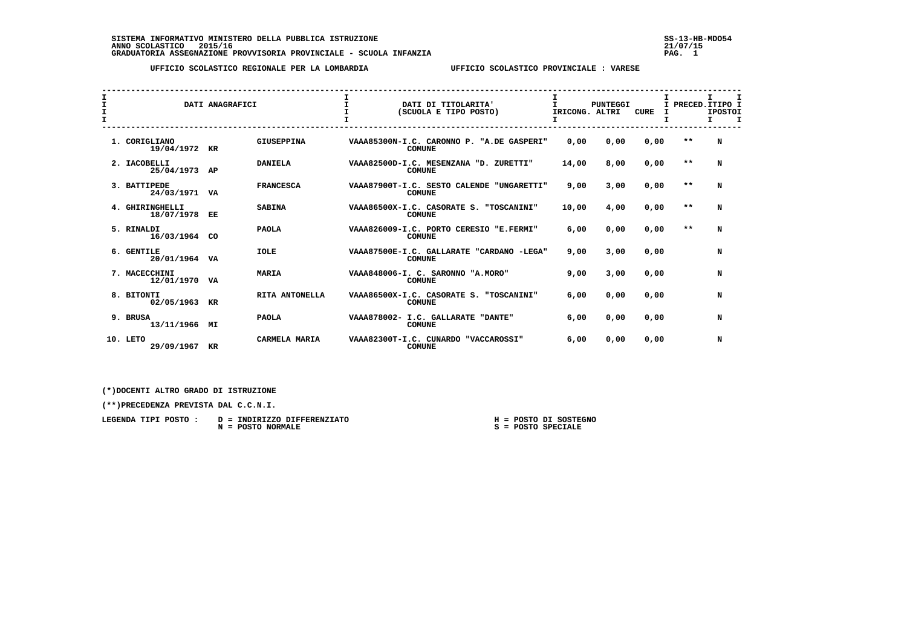SISTEMA INFORMATIVO MINISTERO DELLA PUBBLICA ISTRUZIONE
ANNO SCOLASTICO 2015/16
GRADUATORIA ASSEGNAZIONE PROVVISORIA PROVINCIALE - SCUOLA INFANZIA

SS-13-HB-MDO54
21/07/15

UFFICIO SCOLASTICO REGIONALE PER LA LOMBARDIA — UFFICIO SCOLASTICO PROVINCIALE : VARESE

| DATI ANAGRAFICI | | | DATI DI TITOLARITA' (SCUOLA E TIPO POSTO) | PUNTEGGI RICONG. | ALTRI | CURE | PRECED. | TIPO POSTO |
|---|---|---|---|---|---|---|---|---|
| 1. CORIGLIANO 19/04/1972 | KR | GIUSEPPINA | VAAA85300N-I.C. CARONNO P. "A.DE GASPERI" COMUNE | 0,00 | 0,00 | 0,00 | ** | N |
| 2. IACOBELLI 25/04/1973 | AP | DANIELA | VAAA82500D-I.C. MESENZANA "D. ZURETTI" COMUNE | 14,00 | 8,00 | 0,00 | ** | N |
| 3. BATTIPEDE 24/03/1971 | VA | FRANCESCA | VAAA87900T-I.C. SESTO CALENDE "UNGARETTI" COMUNE | 9,00 | 3,00 | 0,00 | ** | N |
| 4. GHIRINGHELLI 18/07/1978 | EE | SABINA | VAAA86500X-I.C. CASORATE S. "TOSCANINI" COMUNE | 10,00 | 4,00 | 0,00 | ** | N |
| 5. RINALDI 16/03/1964 | CO | PAOLA | VAAA826009-I.C. PORTO CERESIO "E.FERMI" COMUNE | 6,00 | 0,00 | 0,00 | ** | N |
| 6. GENTILE 20/01/1964 | VA | IOLE | VAAA87500E-I.C. GALLARATE "CARDANO -LEGA" COMUNE | 9,00 | 3,00 | 0,00 | | N |
| 7. MACECCHINI 12/01/1970 | VA | MARIA | VAAA848006-I. C. SARONNO "A.MORO" COMUNE | 9,00 | 3,00 | 0,00 | | N |
| 8. BITONTI 02/05/1963 | KR | RITA ANTONELLA | VAAA86500X-I.C. CASORATE S. "TOSCANINI" COMUNE | 6,00 | 0,00 | 0,00 | | N |
| 9. BRUSA 13/11/1966 | MI | PAOLA | VAAA878002- I.C. GALLARATE "DANTE" COMUNE | 6,00 | 0,00 | 0,00 | | N |
| 10. LETO 29/09/1967 | KR | CARMELA MARIA | VAAA82300T-I.C. CUNARDO "VACCAROSSI" COMUNE | 6,00 | 0,00 | 0,00 | | N |

(*)DOCENTI ALTRO GRADO DI ISTRUZIONE

(**)PRECEDENZA PREVISTA DAL C.C.N.I.

LEGENDA TIPI POSTO : D = INDIRIZZO DIFFERENZIATO
N = POSTO NORMALE
H = POSTO DI SOSTEGNO
S = POSTO SPECIALE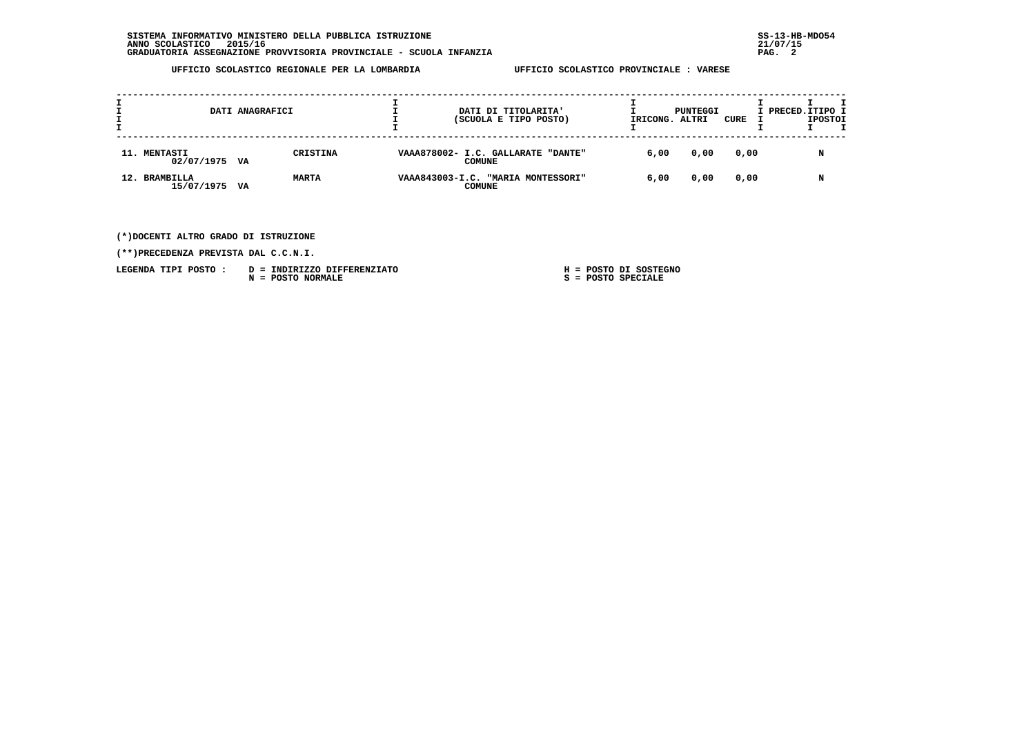SISTEMA INFORMATIVO MINISTERO DELLA PUBBLICA ISTRUZIONE
ANNO SCOLASTICO 2015/16
GRADUATORIA ASSEGNAZIONE PROVVISORIA PROVINCIALE - SCUOLA INFANZIA

UFFICIO SCOLASTICO REGIONALE PER LA LOMBARDIA — UFFICIO SCOLASTICO PROVINCIALE : VARESE

| DATI ANAGRAFICI | | DATI DI TITOLARITA' (SCUOLA E TIPO POSTO) | PUNTEGGI RICONG. | PUNTEGGI ALTRI | CURE | PRECED. | TIPO POSTO |
|---|---|---|---|---|---|---|---|
| 11. MENTASTI 02/07/1975 VA | CRISTINA | VAAA878002- I.C. GALLARATE "DANTE" COMUNE | 6,00 | 0,00 | 0,00 | | N |
| 12. BRAMBILLA 15/07/1975 VA | MARTA | VAAA843003-I.C. "MARIA MONTESSORI" COMUNE | 6,00 | 0,00 | 0,00 | | N |

(*)DOCENTI ALTRO GRADO DI ISTRUZIONE

(**)PRECEDENZA PREVISTA DAL C.C.N.I.

LEGENDA TIPI POSTO :
- D = INDIRIZZO DIFFERENZIATO
- N = POSTO NORMALE
- H = POSTO DI SOSTEGNO
- S = POSTO SPECIALE